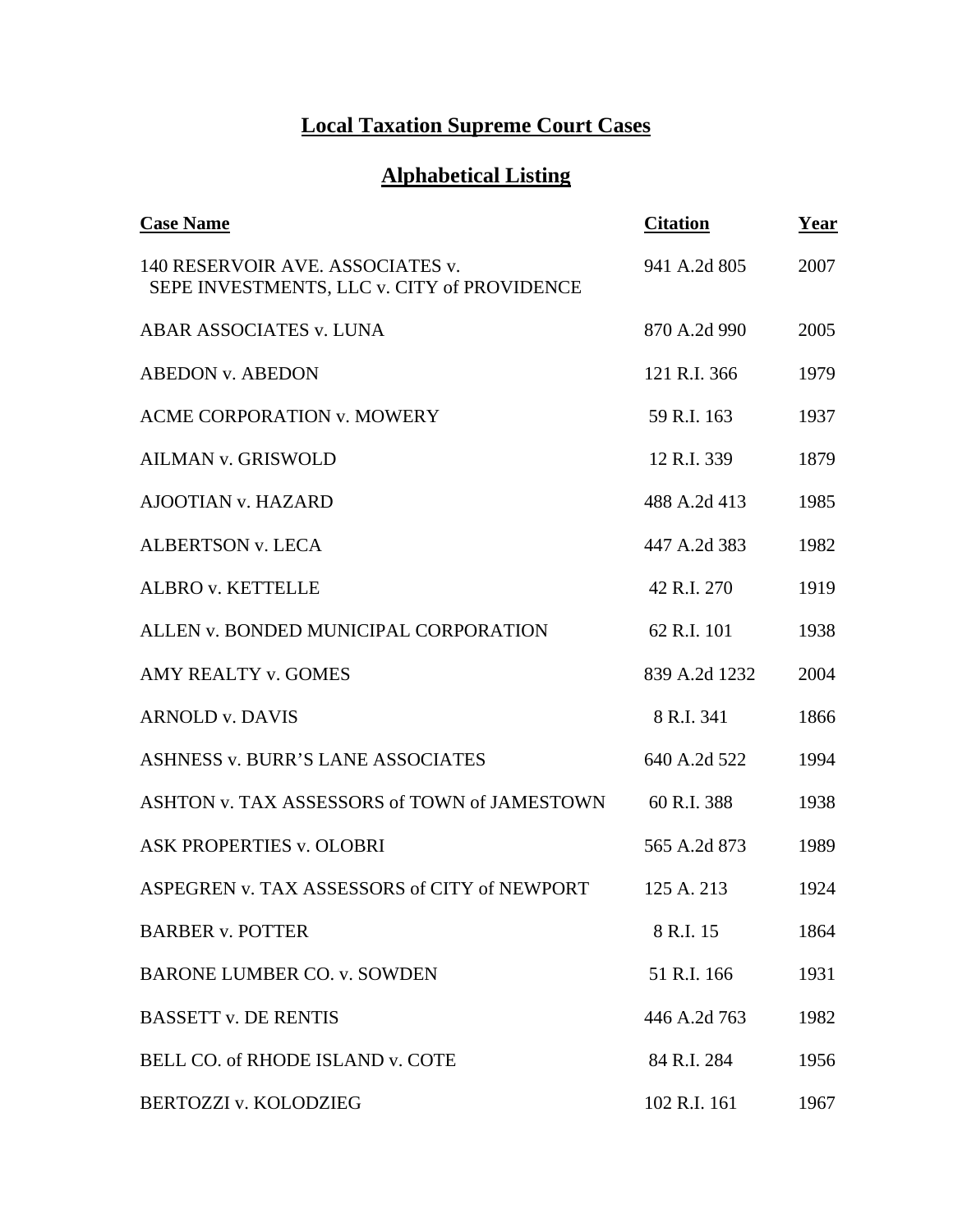# Local Taxation Supreme Court Cases

## Alphabetical Listing

| Case Name | Citation | Year |
|---|---|---|
| 140 RESERVOIR AVE. ASSOCIATES v. SEPE INVESTMENTS, LLC v. CITY of PROVIDENCE | 941 A.2d 805 | 2007 |
| ABAR ASSOCIATES v. LUNA | 870 A.2d 990 | 2005 |
| ABEDON v. ABEDON | 121 R.I. 366 | 1979 |
| ACME CORPORATION v. MOWERY | 59 R.I. 163 | 1937 |
| AILMAN v. GRISWOLD | 12 R.I. 339 | 1879 |
| AJOOTIAN v. HAZARD | 488 A.2d 413 | 1985 |
| ALBERTSON v. LECA | 447 A.2d 383 | 1982 |
| ALBRO v. KETTELLE | 42 R.I. 270 | 1919 |
| ALLEN v. BONDED MUNICIPAL CORPORATION | 62 R.I. 101 | 1938 |
| AMY REALTY v. GOMES | 839 A.2d 1232 | 2004 |
| ARNOLD v. DAVIS | 8 R.I. 341 | 1866 |
| ASHNESS v. BURR'S LANE ASSOCIATES | 640 A.2d 522 | 1994 |
| ASHTON v. TAX ASSESSORS of TOWN of JAMESTOWN | 60 R.I. 388 | 1938 |
| ASK PROPERTIES v. OLOBRI | 565 A.2d 873 | 1989 |
| ASPEGREN v. TAX ASSESSORS of CITY of NEWPORT | 125 A. 213 | 1924 |
| BARBER v. POTTER | 8 R.I. 15 | 1864 |
| BARONE LUMBER CO. v. SOWDEN | 51 R.I. 166 | 1931 |
| BASSETT v. DE RENTIS | 446 A.2d 763 | 1982 |
| BELL CO. of RHODE ISLAND v. COTE | 84 R.I. 284 | 1956 |
| BERTOZZI v. KOLODZIEG | 102 R.I. 161 | 1967 |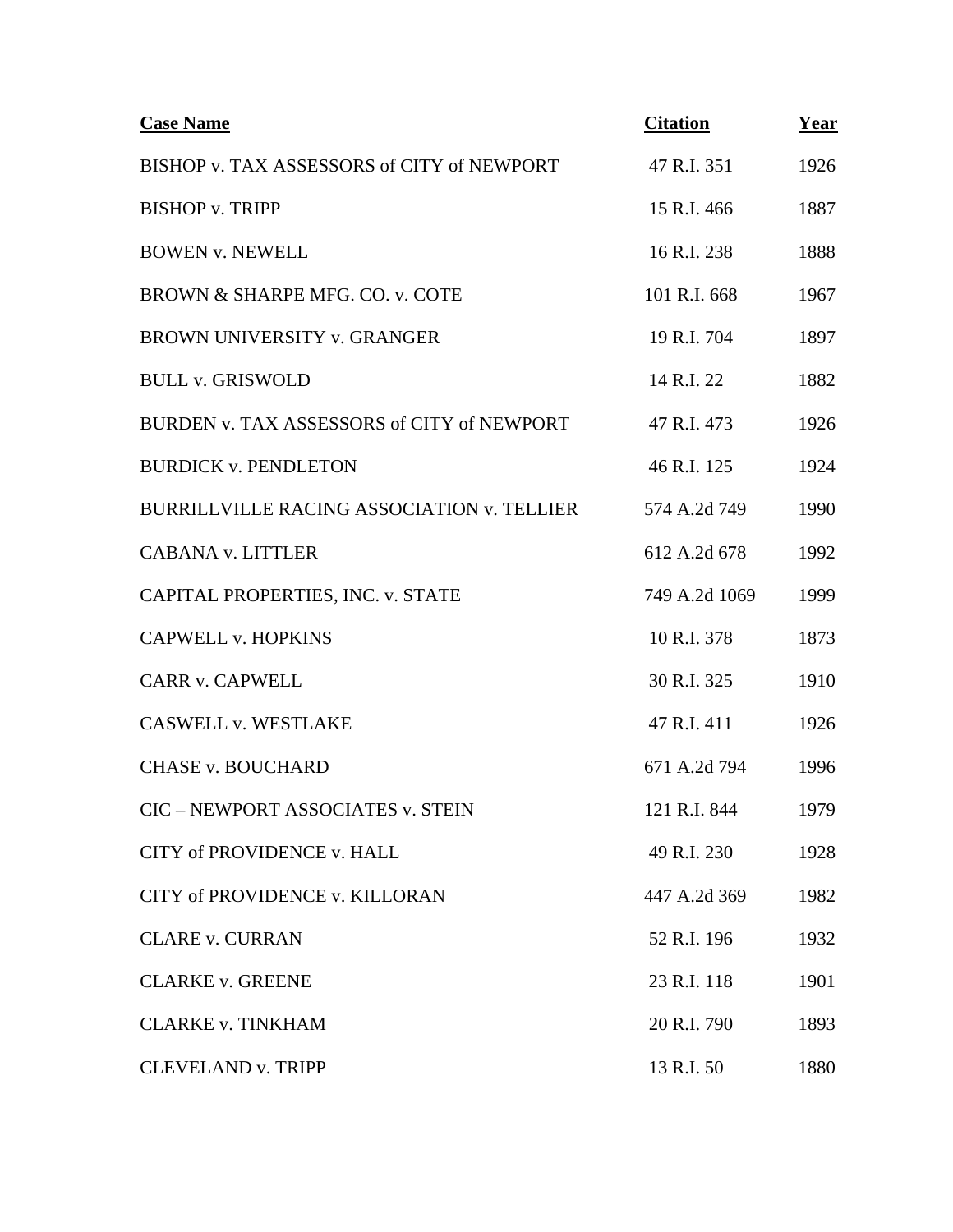| Case Name | Citation | Year |
|---|---|---|
| BISHOP v. TAX ASSESSORS of CITY of NEWPORT | 47 R.I. 351 | 1926 |
| BISHOP v. TRIPP | 15 R.I. 466 | 1887 |
| BOWEN v. NEWELL | 16 R.I. 238 | 1888 |
| BROWN & SHARPE MFG. CO. v. COTE | 101 R.I. 668 | 1967 |
| BROWN UNIVERSITY v. GRANGER | 19 R.I. 704 | 1897 |
| BULL v. GRISWOLD | 14 R.I. 22 | 1882 |
| BURDEN v. TAX ASSESSORS of CITY of NEWPORT | 47 R.I. 473 | 1926 |
| BURDICK v. PENDLETON | 46 R.I. 125 | 1924 |
| BURRILLVILLE RACING ASSOCIATION v. TELLIER | 574 A.2d 749 | 1990 |
| CABANA v. LITTLER | 612 A.2d 678 | 1992 |
| CAPITAL PROPERTIES, INC. v. STATE | 749 A.2d 1069 | 1999 |
| CAPWELL v. HOPKINS | 10 R.I. 378 | 1873 |
| CARR v. CAPWELL | 30 R.I. 325 | 1910 |
| CASWELL v. WESTLAKE | 47 R.I. 411 | 1926 |
| CHASE v. BOUCHARD | 671 A.2d 794 | 1996 |
| CIC – NEWPORT ASSOCIATES v. STEIN | 121 R.I. 844 | 1979 |
| CITY of PROVIDENCE v. HALL | 49 R.I. 230 | 1928 |
| CITY of PROVIDENCE v. KILLORAN | 447 A.2d 369 | 1982 |
| CLARE v. CURRAN | 52 R.I. 196 | 1932 |
| CLARKE v. GREENE | 23 R.I. 118 | 1901 |
| CLARKE v. TINKHAM | 20 R.I. 790 | 1893 |
| CLEVELAND v. TRIPP | 13 R.I. 50 | 1880 |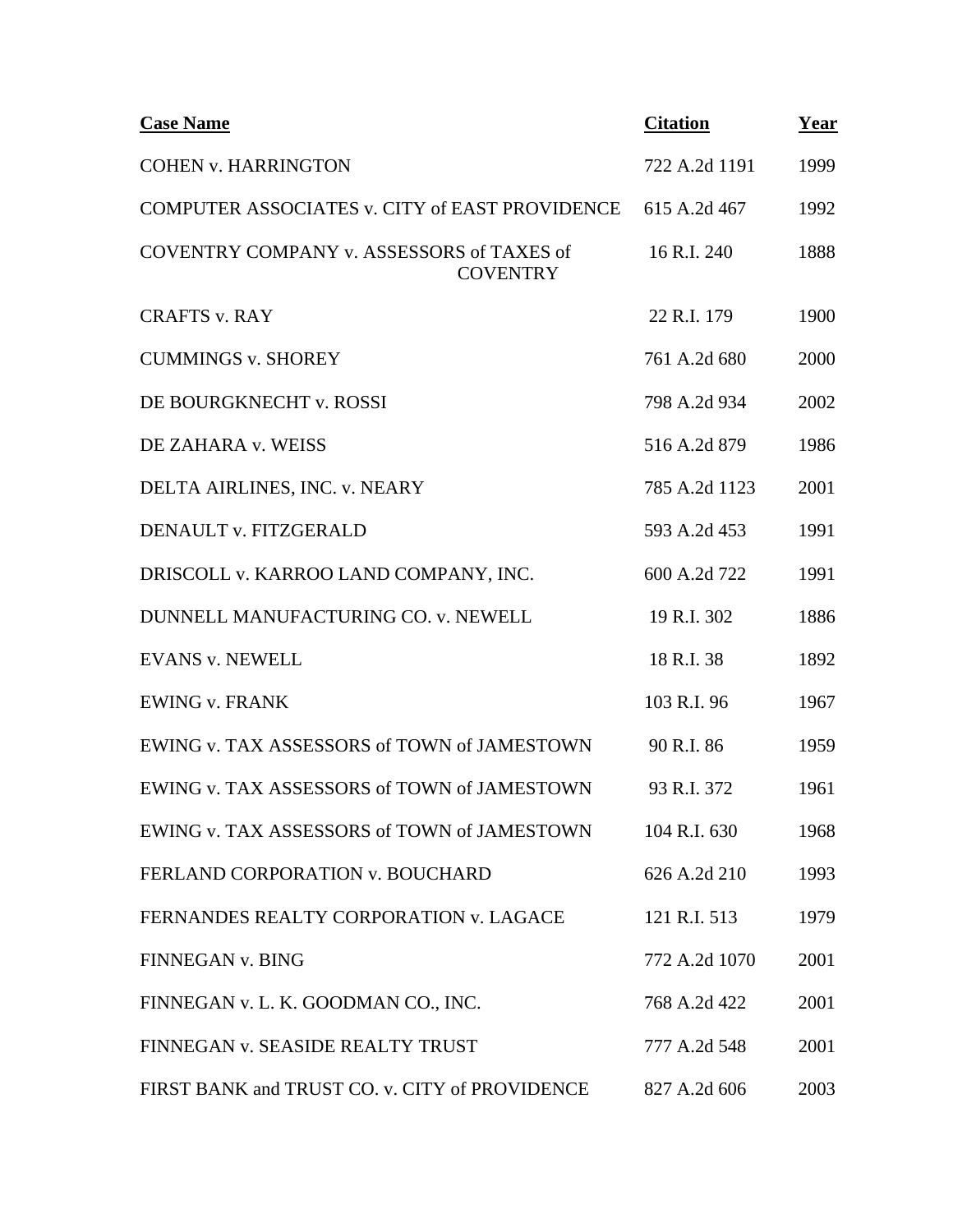| Case Name | Citation | Year |
|---|---|---|
| COHEN v. HARRINGTON | 722 A.2d 1191 | 1999 |
| COMPUTER ASSOCIATES v. CITY of EAST PROVIDENCE | 615 A.2d 467 | 1992 |
| COVENTRY COMPANY v. ASSESSORS of TAXES of COVENTRY | 16 R.I. 240 | 1888 |
| CRAFTS v. RAY | 22 R.I. 179 | 1900 |
| CUMMINGS v. SHOREY | 761 A.2d 680 | 2000 |
| DE BOURGKNECHT v. ROSSI | 798 A.2d 934 | 2002 |
| DE ZAHARA v. WEISS | 516 A.2d 879 | 1986 |
| DELTA AIRLINES, INC. v. NEARY | 785 A.2d 1123 | 2001 |
| DENAULT v. FITZGERALD | 593 A.2d 453 | 1991 |
| DRISCOLL v. KARROO LAND COMPANY, INC. | 600 A.2d 722 | 1991 |
| DUNNELL MANUFACTURING CO. v. NEWELL | 19 R.I. 302 | 1886 |
| EVANS v. NEWELL | 18 R.I. 38 | 1892 |
| EWING v. FRANK | 103 R.I. 96 | 1967 |
| EWING v. TAX ASSESSORS of TOWN of JAMESTOWN | 90 R.I. 86 | 1959 |
| EWING v. TAX ASSESSORS of TOWN of JAMESTOWN | 93 R.I. 372 | 1961 |
| EWING v. TAX ASSESSORS of TOWN of JAMESTOWN | 104 R.I. 630 | 1968 |
| FERLAND CORPORATION v. BOUCHARD | 626 A.2d 210 | 1993 |
| FERNANDES REALTY CORPORATION v. LAGACE | 121 R.I. 513 | 1979 |
| FINNEGAN v. BING | 772 A.2d 1070 | 2001 |
| FINNEGAN v. L. K. GOODMAN CO., INC. | 768 A.2d 422 | 2001 |
| FINNEGAN v. SEASIDE REALTY TRUST | 777 A.2d 548 | 2001 |
| FIRST BANK and TRUST CO. v. CITY of PROVIDENCE | 827 A.2d 606 | 2003 |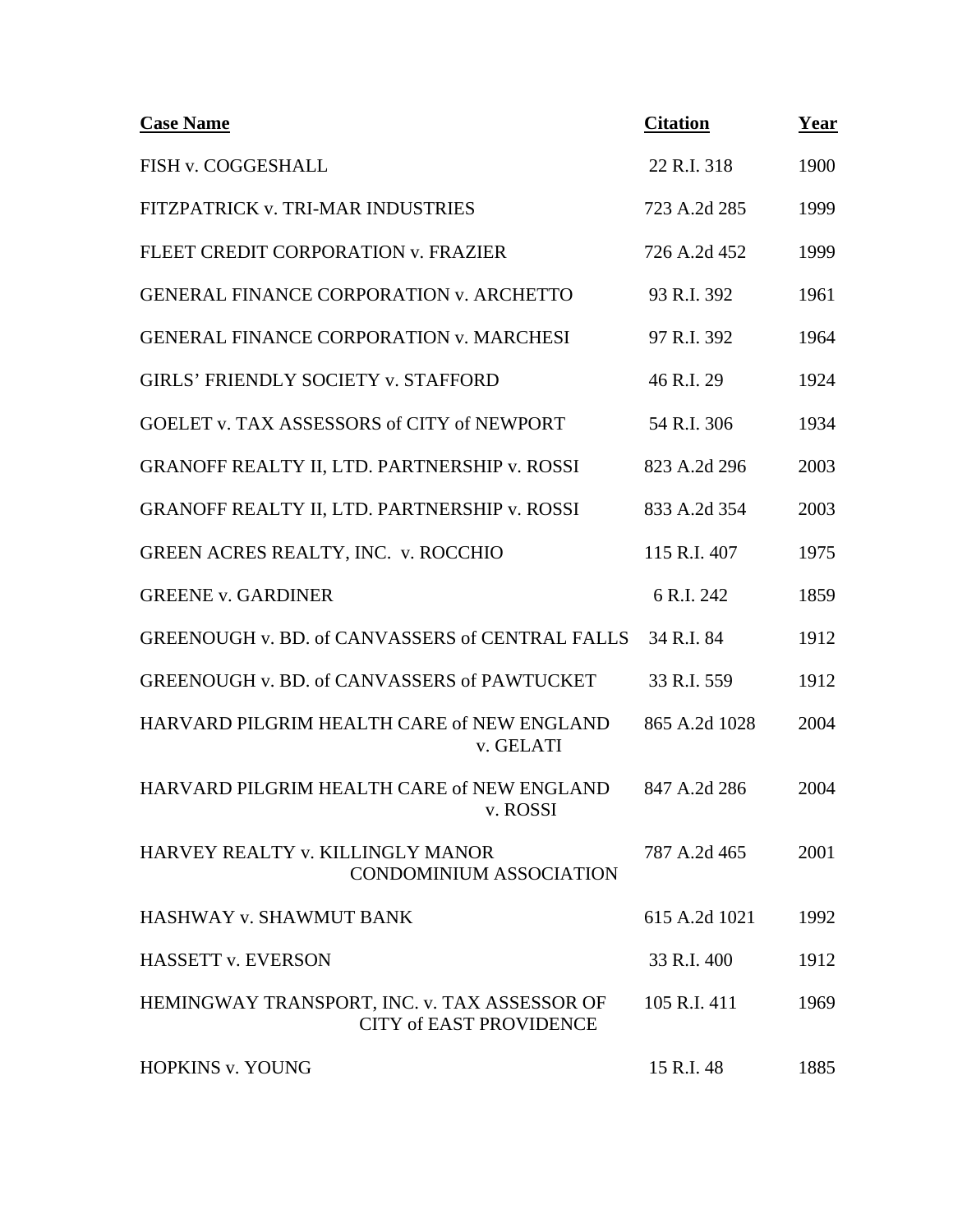| Case Name | Citation | Year |
|---|---|---|
| FISH v. COGGESHALL | 22 R.I. 318 | 1900 |
| FITZPATRICK v. TRI-MAR INDUSTRIES | 723 A.2d 285 | 1999 |
| FLEET CREDIT CORPORATION v. FRAZIER | 726 A.2d 452 | 1999 |
| GENERAL FINANCE CORPORATION v. ARCHETTO | 93 R.I. 392 | 1961 |
| GENERAL FINANCE CORPORATION v. MARCHESI | 97 R.I. 392 | 1964 |
| GIRLS' FRIENDLY SOCIETY v. STAFFORD | 46 R.I. 29 | 1924 |
| GOELET v. TAX ASSESSORS of CITY of NEWPORT | 54 R.I. 306 | 1934 |
| GRANOFF REALTY II, LTD. PARTNERSHIP v. ROSSI | 823 A.2d 296 | 2003 |
| GRANOFF REALTY II, LTD. PARTNERSHIP v. ROSSI | 833 A.2d 354 | 2003 |
| GREEN ACRES REALTY, INC. v. ROCCHIO | 115 R.I. 407 | 1975 |
| GREENE v. GARDINER | 6 R.I. 242 | 1859 |
| GREENOUGH v. BD. of CANVASSERS of CENTRAL FALLS | 34 R.I. 84 | 1912 |
| GREENOUGH v. BD. of CANVASSERS of PAWTUCKET | 33 R.I. 559 | 1912 |
| HARVARD PILGRIM HEALTH CARE of NEW ENGLAND v. GELATI | 865 A.2d 1028 | 2004 |
| HARVARD PILGRIM HEALTH CARE of NEW ENGLAND v. ROSSI | 847 A.2d 286 | 2004 |
| HARVEY REALTY v. KILLINGLY MANOR CONDOMINIUM ASSOCIATION | 787 A.2d 465 | 2001 |
| HASHWAY v. SHAWMUT BANK | 615 A.2d 1021 | 1992 |
| HASSETT v. EVERSON | 33 R.I. 400 | 1912 |
| HEMINGWAY TRANSPORT, INC. v. TAX ASSESSOR OF CITY of EAST PROVIDENCE | 105 R.I. 411 | 1969 |
| HOPKINS v. YOUNG | 15 R.I. 48 | 1885 |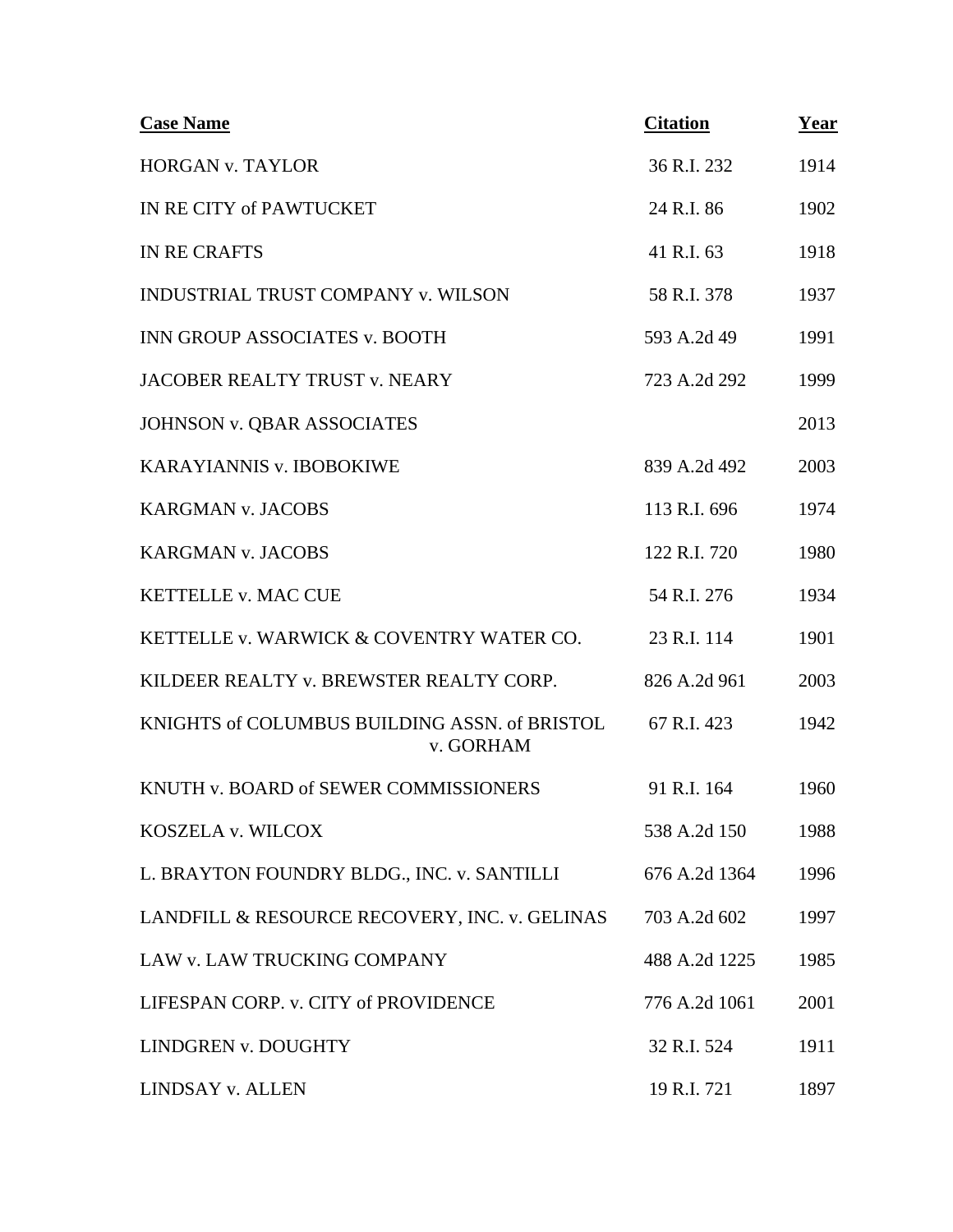| **Case Name** | **Citation** | **Year** |
|---|---|---|
| HORGAN v. TAYLOR | 36 R.I. 232 | 1914 |
| IN RE CITY of PAWTUCKET | 24 R.I. 86 | 1902 |
| IN RE CRAFTS | 41 R.I. 63 | 1918 |
| INDUSTRIAL TRUST COMPANY v. WILSON | 58 R.I. 378 | 1937 |
| INN GROUP ASSOCIATES v. BOOTH | 593 A.2d 49 | 1991 |
| JACOBER REALTY TRUST v. NEARY | 723 A.2d 292 | 1999 |
| JOHNSON v. QBAR ASSOCIATES | | 2013 |
| KARAYIANNIS v. IBOBOKIWE | 839 A.2d 492 | 2003 |
| KARGMAN v. JACOBS | 113 R.I. 696 | 1974 |
| KARGMAN v. JACOBS | 122 R.I. 720 | 1980 |
| KETTELLE v. MAC CUE | 54 R.I. 276 | 1934 |
| KETTELLE v. WARWICK & COVENTRY WATER CO. | 23 R.I. 114 | 1901 |
| KILDEER REALTY v. BREWSTER REALTY CORP. | 826 A.2d 961 | 2003 |
| KNIGHTS of COLUMBUS BUILDING ASSN. of BRISTOL v. GORHAM | 67 R.I. 423 | 1942 |
| KNUTH v. BOARD of SEWER COMMISSIONERS | 91 R.I. 164 | 1960 |
| KOSZELA v. WILCOX | 538 A.2d 150 | 1988 |
| L. BRAYTON FOUNDRY BLDG., INC. v. SANTILLI | 676 A.2d 1364 | 1996 |
| LANDFILL & RESOURCE RECOVERY, INC. v. GELINAS | 703 A.2d 602 | 1997 |
| LAW v. LAW TRUCKING COMPANY | 488 A.2d 1225 | 1985 |
| LIFESPAN CORP. v. CITY of PROVIDENCE | 776 A.2d 1061 | 2001 |
| LINDGREN v. DOUGHTY | 32 R.I. 524 | 1911 |
| LINDSAY v. ALLEN | 19 R.I. 721 | 1897 |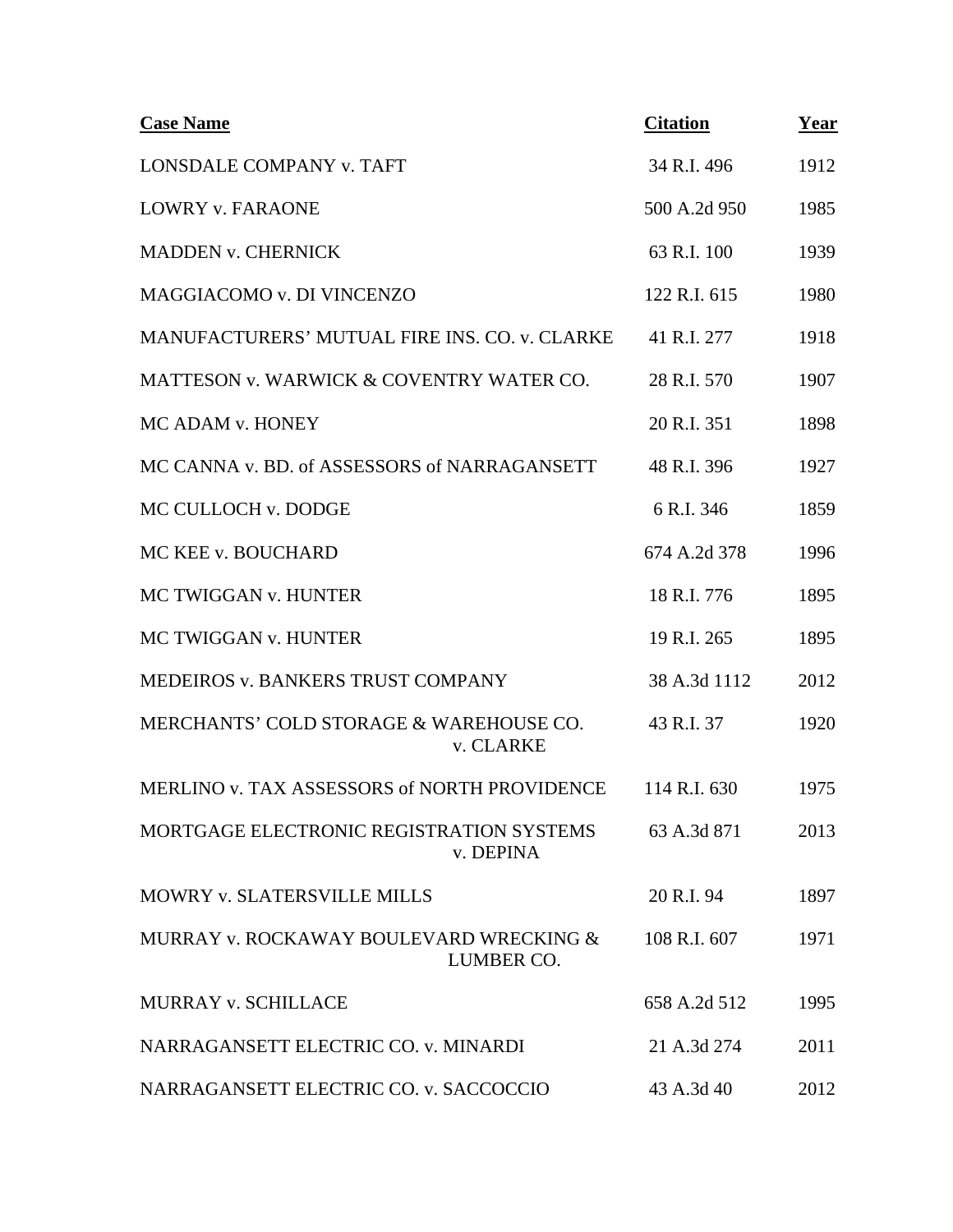| **Case Name** | **Citation** | **Year** |
|---|---|---|
| LONSDALE COMPANY v. TAFT | 34 R.I. 496 | 1912 |
| LOWRY v. FARAONE | 500 A.2d 950 | 1985 |
| MADDEN v. CHERNICK | 63 R.I. 100 | 1939 |
| MAGGIACOMO v. DI VINCENZO | 122 R.I. 615 | 1980 |
| MANUFACTURERS' MUTUAL FIRE INS. CO. v. CLARKE | 41 R.I. 277 | 1918 |
| MATTESON v. WARWICK & COVENTRY WATER CO. | 28 R.I. 570 | 1907 |
| MC ADAM v. HONEY | 20 R.I. 351 | 1898 |
| MC CANNA v. BD. of ASSESSORS of NARRAGANSETT | 48 R.I. 396 | 1927 |
| MC CULLOCH v. DODGE | 6 R.I. 346 | 1859 |
| MC KEE v. BOUCHARD | 674 A.2d 378 | 1996 |
| MC TWIGGAN v. HUNTER | 18 R.I. 776 | 1895 |
| MC TWIGGAN v. HUNTER | 19 R.I. 265 | 1895 |
| MEDEIROS v. BANKERS TRUST COMPANY | 38 A.3d 1112 | 2012 |
| MERCHANTS' COLD STORAGE & WAREHOUSE CO. v. CLARKE | 43 R.I. 37 | 1920 |
| MERLINO v. TAX ASSESSORS of NORTH PROVIDENCE | 114 R.I. 630 | 1975 |
| MORTGAGE ELECTRONIC REGISTRATION SYSTEMS v. DEPINA | 63 A.3d 871 | 2013 |
| MOWRY v. SLATERSVILLE MILLS | 20 R.I. 94 | 1897 |
| MURRAY v. ROCKAWAY BOULEVARD WRECKING & LUMBER CO. | 108 R.I. 607 | 1971 |
| MURRAY v. SCHILLACE | 658 A.2d 512 | 1995 |
| NARRAGANSETT ELECTRIC CO. v. MINARDI | 21 A.3d 274 | 2011 |
| NARRAGANSETT ELECTRIC CO. v. SACCOCCIO | 43 A.3d 40 | 2012 |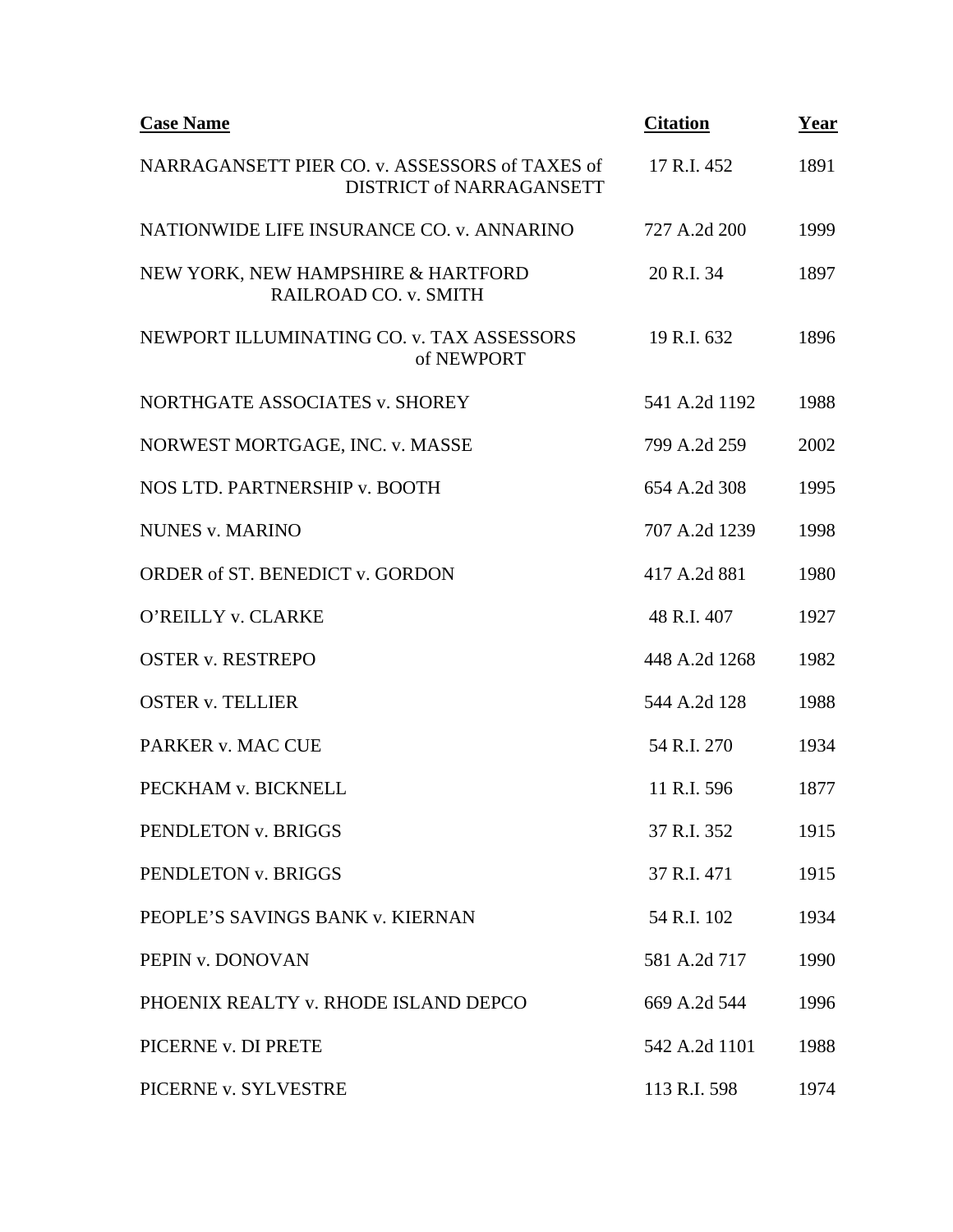| Case Name | Citation | Year |
|---|---|---|
| NARRAGANSETT PIER CO. v. ASSESSORS of TAXES of DISTRICT of NARRAGANSETT | 17 R.I. 452 | 1891 |
| NATIONWIDE LIFE INSURANCE CO. v. ANNARINO | 727 A.2d 200 | 1999 |
| NEW YORK, NEW HAMPSHIRE & HARTFORD RAILROAD CO. v. SMITH | 20 R.I. 34 | 1897 |
| NEWPORT ILLUMINATING CO. v. TAX ASSESSORS of NEWPORT | 19 R.I. 632 | 1896 |
| NORTHGATE ASSOCIATES v. SHOREY | 541 A.2d 1192 | 1988 |
| NORWEST MORTGAGE, INC. v. MASSE | 799 A.2d 259 | 2002 |
| NOS LTD. PARTNERSHIP v. BOOTH | 654 A.2d 308 | 1995 |
| NUNES v. MARINO | 707 A.2d 1239 | 1998 |
| ORDER of ST. BENEDICT v. GORDON | 417 A.2d 881 | 1980 |
| O'REILLY v. CLARKE | 48 R.I. 407 | 1927 |
| OSTER v. RESTREPO | 448 A.2d 1268 | 1982 |
| OSTER v. TELLIER | 544 A.2d 128 | 1988 |
| PARKER v. MAC CUE | 54 R.I. 270 | 1934 |
| PECKHAM v. BICKNELL | 11 R.I. 596 | 1877 |
| PENDLETON v. BRIGGS | 37 R.I. 352 | 1915 |
| PENDLETON v. BRIGGS | 37 R.I. 471 | 1915 |
| PEOPLE'S SAVINGS BANK v. KIERNAN | 54 R.I. 102 | 1934 |
| PEPIN v. DONOVAN | 581 A.2d 717 | 1990 |
| PHOENIX REALTY v. RHODE ISLAND DEPCO | 669 A.2d 544 | 1996 |
| PICERNE v. DI PRETE | 542 A.2d 1101 | 1988 |
| PICERNE v. SYLVESTRE | 113 R.I. 598 | 1974 |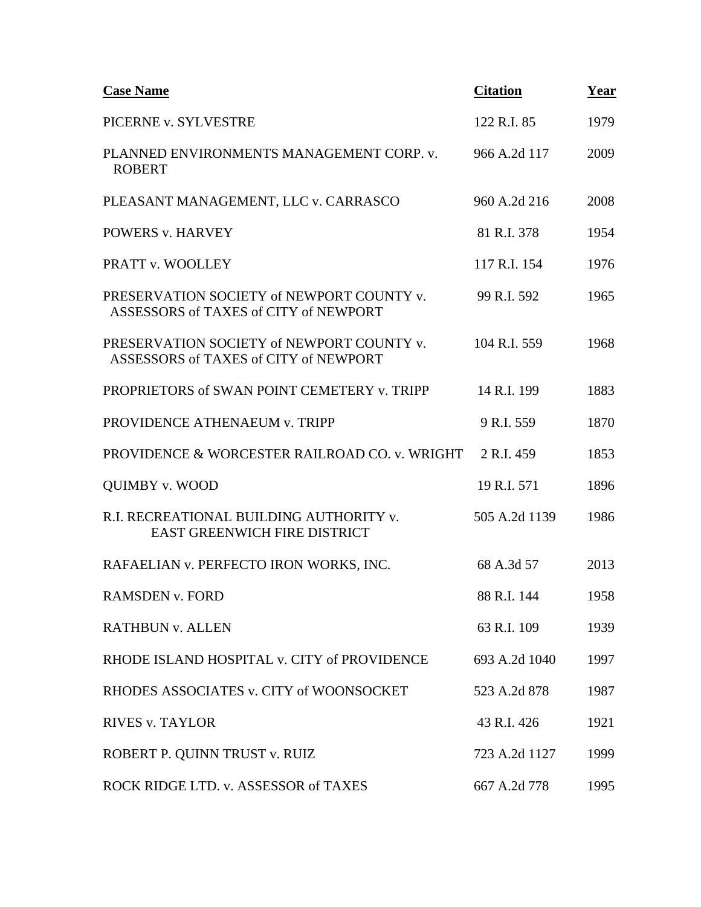| **Case Name** | **Citation** | **Year** |
| --- | --- | --- |
| PICERNE v. SYLVESTRE | 122 R.I. 85 | 1979 |
| PLANNED ENVIRONMENTS MANAGEMENT CORP. v. ROBERT | 966 A.2d 117 | 2009 |
| PLEASANT MANAGEMENT, LLC v. CARRASCO | 960 A.2d 216 | 2008 |
| POWERS v. HARVEY | 81 R.I. 378 | 1954 |
| PRATT v. WOOLLEY | 117 R.I. 154 | 1976 |
| PRESERVATION SOCIETY of NEWPORT COUNTY v. ASSESSORS of TAXES of CITY of NEWPORT | 99 R.I. 592 | 1965 |
| PRESERVATION SOCIETY of NEWPORT COUNTY v. ASSESSORS of TAXES of CITY of NEWPORT | 104 R.I. 559 | 1968 |
| PROPRIETORS of SWAN POINT CEMETERY v. TRIPP | 14 R.I. 199 | 1883 |
| PROVIDENCE ATHENAEUM v. TRIPP | 9 R.I. 559 | 1870 |
| PROVIDENCE & WORCESTER RAILROAD CO. v. WRIGHT | 2 R.I. 459 | 1853 |
| QUIMBY v. WOOD | 19 R.I. 571 | 1896 |
| R.I. RECREATIONAL BUILDING AUTHORITY v. EAST GREENWICH FIRE DISTRICT | 505 A.2d 1139 | 1986 |
| RAFAELIAN v. PERFECTO IRON WORKS, INC. | 68 A.3d 57 | 2013 |
| RAMSDEN v. FORD | 88 R.I. 144 | 1958 |
| RATHBUN v. ALLEN | 63 R.I. 109 | 1939 |
| RHODE ISLAND HOSPITAL v. CITY of PROVIDENCE | 693 A.2d 1040 | 1997 |
| RHODES ASSOCIATES v. CITY of WOONSOCKET | 523 A.2d 878 | 1987 |
| RIVES v. TAYLOR | 43 R.I. 426 | 1921 |
| ROBERT P. QUINN TRUST v. RUIZ | 723 A.2d 1127 | 1999 |
| ROCK RIDGE LTD. v. ASSESSOR of TAXES | 667 A.2d 778 | 1995 |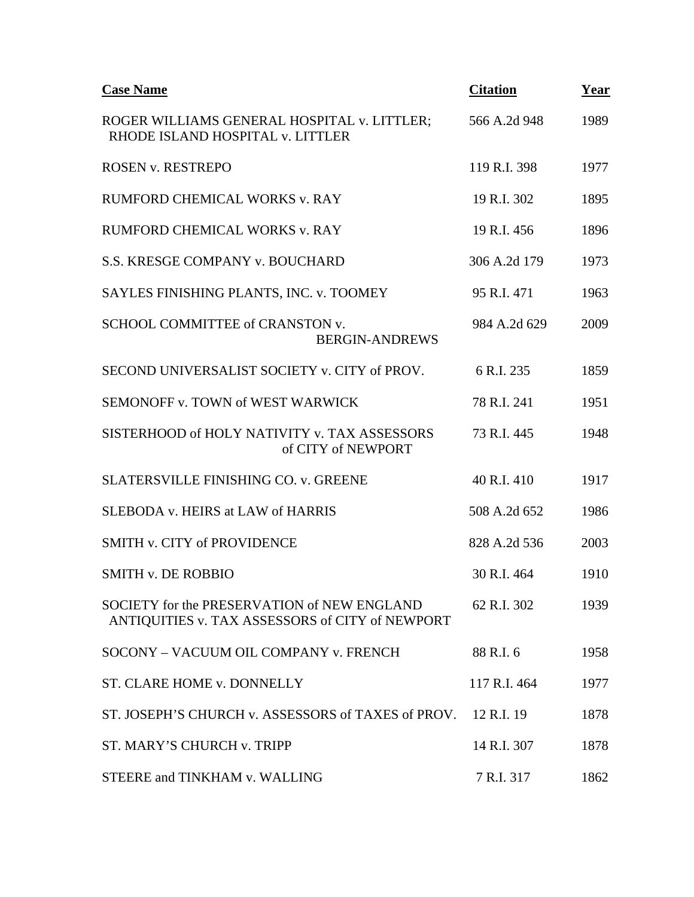| **Case Name** | **Citation** | **Year** |
|---|---|---|
| ROGER WILLIAMS GENERAL HOSPITAL v. LITTLER; RHODE ISLAND HOSPITAL v. LITTLER | 566 A.2d 948 | 1989 |
| ROSEN v. RESTREPO | 119 R.I. 398 | 1977 |
| RUMFORD CHEMICAL WORKS v. RAY | 19 R.I. 302 | 1895 |
| RUMFORD CHEMICAL WORKS v. RAY | 19 R.I. 456 | 1896 |
| S.S. KRESGE COMPANY v. BOUCHARD | 306 A.2d 179 | 1973 |
| SAYLES FINISHING PLANTS, INC. v. TOOMEY | 95 R.I. 471 | 1963 |
| SCHOOL COMMITTEE of CRANSTON v. BERGIN-ANDREWS | 984 A.2d 629 | 2009 |
| SECOND UNIVERSALIST SOCIETY v. CITY of PROV. | 6 R.I. 235 | 1859 |
| SEMONOFF v. TOWN of WEST WARWICK | 78 R.I. 241 | 1951 |
| SISTERHOOD of HOLY NATIVITY v. TAX ASSESSORS of CITY of NEWPORT | 73 R.I. 445 | 1948 |
| SLATERSVILLE FINISHING CO. v. GREENE | 40 R.I. 410 | 1917 |
| SLEBODA v. HEIRS at LAW of HARRIS | 508 A.2d 652 | 1986 |
| SMITH v. CITY of PROVIDENCE | 828 A.2d 536 | 2003 |
| SMITH v. DE ROBBIO | 30 R.I. 464 | 1910 |
| SOCIETY for the PRESERVATION of NEW ENGLAND ANTIQUITIES v. TAX ASSESSORS of CITY of NEWPORT | 62 R.I. 302 | 1939 |
| SOCONY – VACUUM OIL COMPANY v. FRENCH | 88 R.I. 6 | 1958 |
| ST. CLARE HOME v. DONNELLY | 117 R.I. 464 | 1977 |
| ST. JOSEPH'S CHURCH v. ASSESSORS of TAXES of PROV. | 12 R.I. 19 | 1878 |
| ST. MARY'S CHURCH v. TRIPP | 14 R.I. 307 | 1878 |
| STEERE and TINKHAM v. WALLING | 7 R.I. 317 | 1862 |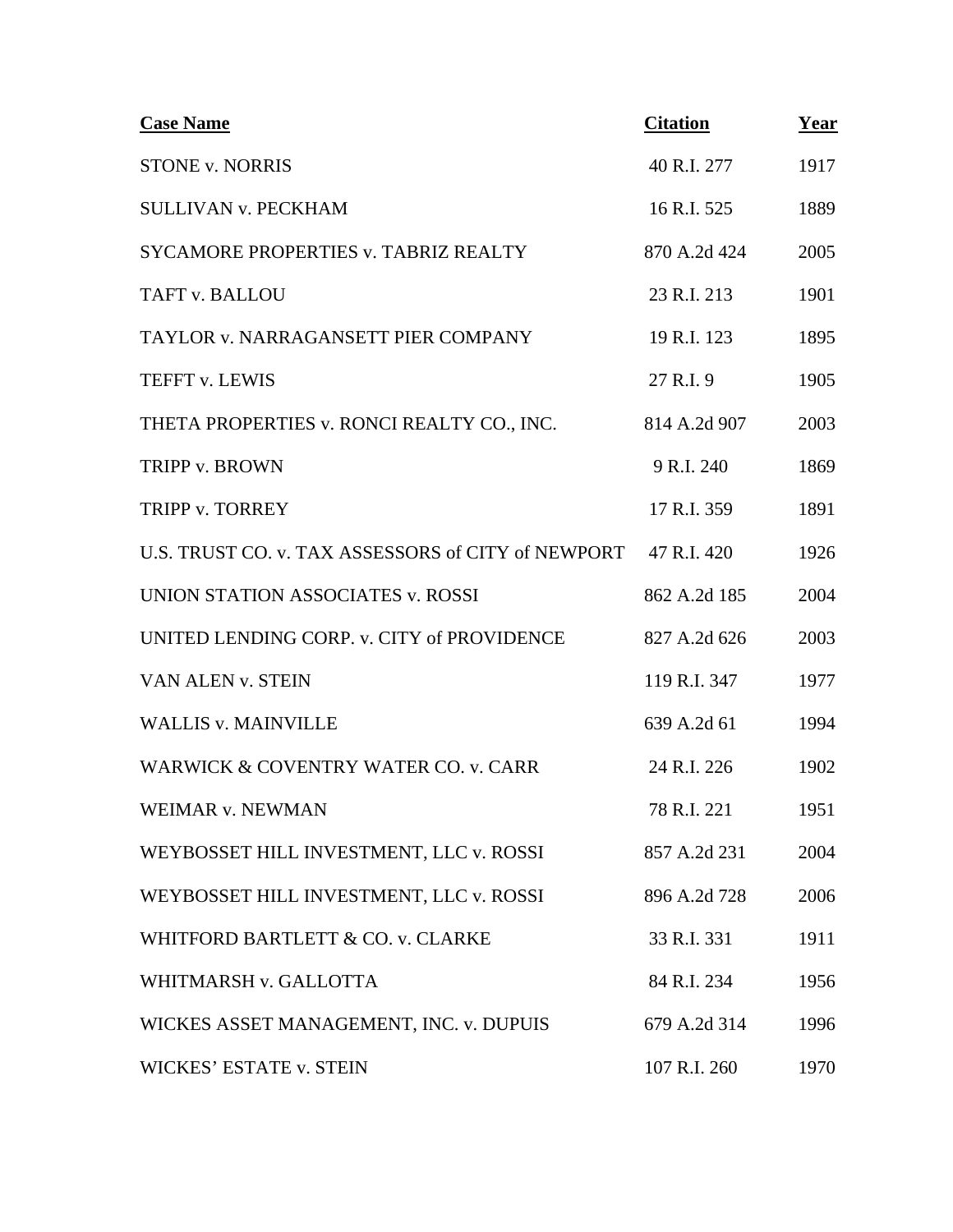| Case Name | Citation | Year |
| --- | --- | --- |
| STONE v. NORRIS | 40 R.I. 277 | 1917 |
| SULLIVAN v. PECKHAM | 16 R.I. 525 | 1889 |
| SYCAMORE PROPERTIES v. TABRIZ REALTY | 870 A.2d 424 | 2005 |
| TAFT v. BALLOU | 23 R.I. 213 | 1901 |
| TAYLOR v. NARRAGANSETT PIER COMPANY | 19 R.I. 123 | 1895 |
| TEFFT v. LEWIS | 27 R.I. 9 | 1905 |
| THETA PROPERTIES v. RONCI REALTY CO., INC. | 814 A.2d 907 | 2003 |
| TRIPP v. BROWN | 9 R.I. 240 | 1869 |
| TRIPP v. TORREY | 17 R.I. 359 | 1891 |
| U.S. TRUST CO. v. TAX ASSESSORS of CITY of NEWPORT | 47 R.I. 420 | 1926 |
| UNION STATION ASSOCIATES v. ROSSI | 862 A.2d 185 | 2004 |
| UNITED LENDING CORP. v. CITY of PROVIDENCE | 827 A.2d 626 | 2003 |
| VAN ALEN v. STEIN | 119 R.I. 347 | 1977 |
| WALLIS v. MAINVILLE | 639 A.2d 61 | 1994 |
| WARWICK & COVENTRY WATER CO. v. CARR | 24 R.I. 226 | 1902 |
| WEIMAR v. NEWMAN | 78 R.I. 221 | 1951 |
| WEYBOSSET HILL INVESTMENT, LLC v. ROSSI | 857 A.2d 231 | 2004 |
| WEYBOSSET HILL INVESTMENT, LLC v. ROSSI | 896 A.2d 728 | 2006 |
| WHITFORD BARTLETT & CO. v. CLARKE | 33 R.I. 331 | 1911 |
| WHITMARSH v. GALLOTTA | 84 R.I. 234 | 1956 |
| WICKES ASSET MANAGEMENT, INC. v. DUPUIS | 679 A.2d 314 | 1996 |
| WICKES' ESTATE v. STEIN | 107 R.I. 260 | 1970 |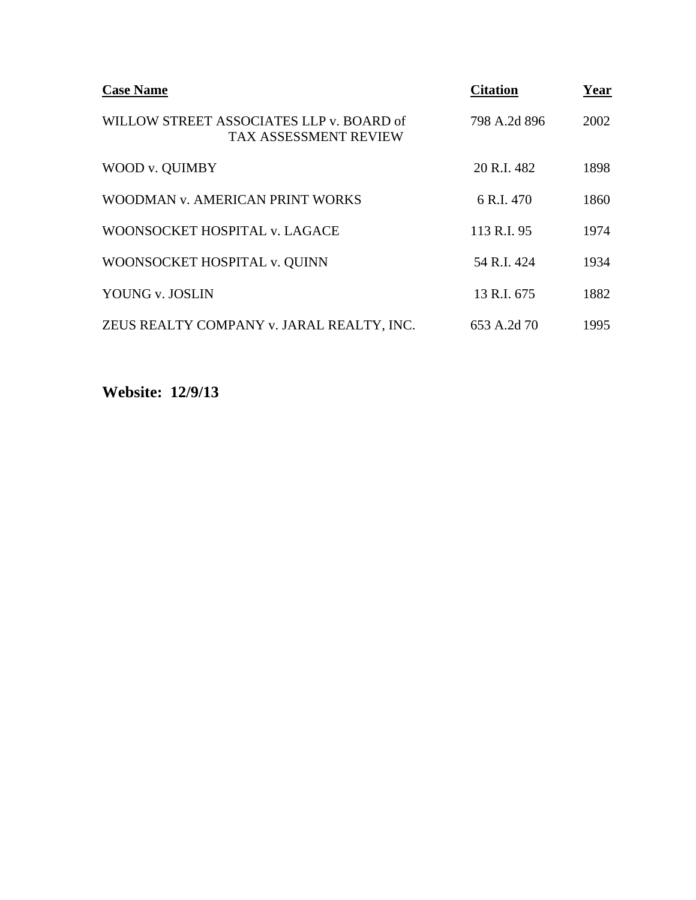| Case Name | Citation | Year |
|---|---|---|
| WILLOW STREET ASSOCIATES LLP v. BOARD of TAX ASSESSMENT REVIEW | 798 A.2d 896 | 2002 |
| WOOD v. QUIMBY | 20 R.I. 482 | 1898 |
| WOODMAN v. AMERICAN PRINT WORKS | 6 R.I. 470 | 1860 |
| WOONSOCKET HOSPITAL v. LAGACE | 113 R.I. 95 | 1974 |
| WOONSOCKET HOSPITAL v. QUINN | 54 R.I. 424 | 1934 |
| YOUNG v. JOSLIN | 13 R.I. 675 | 1882 |
| ZEUS REALTY COMPANY v. JARAL REALTY, INC. | 653 A.2d 70 | 1995 |

**Website: 12/9/13**